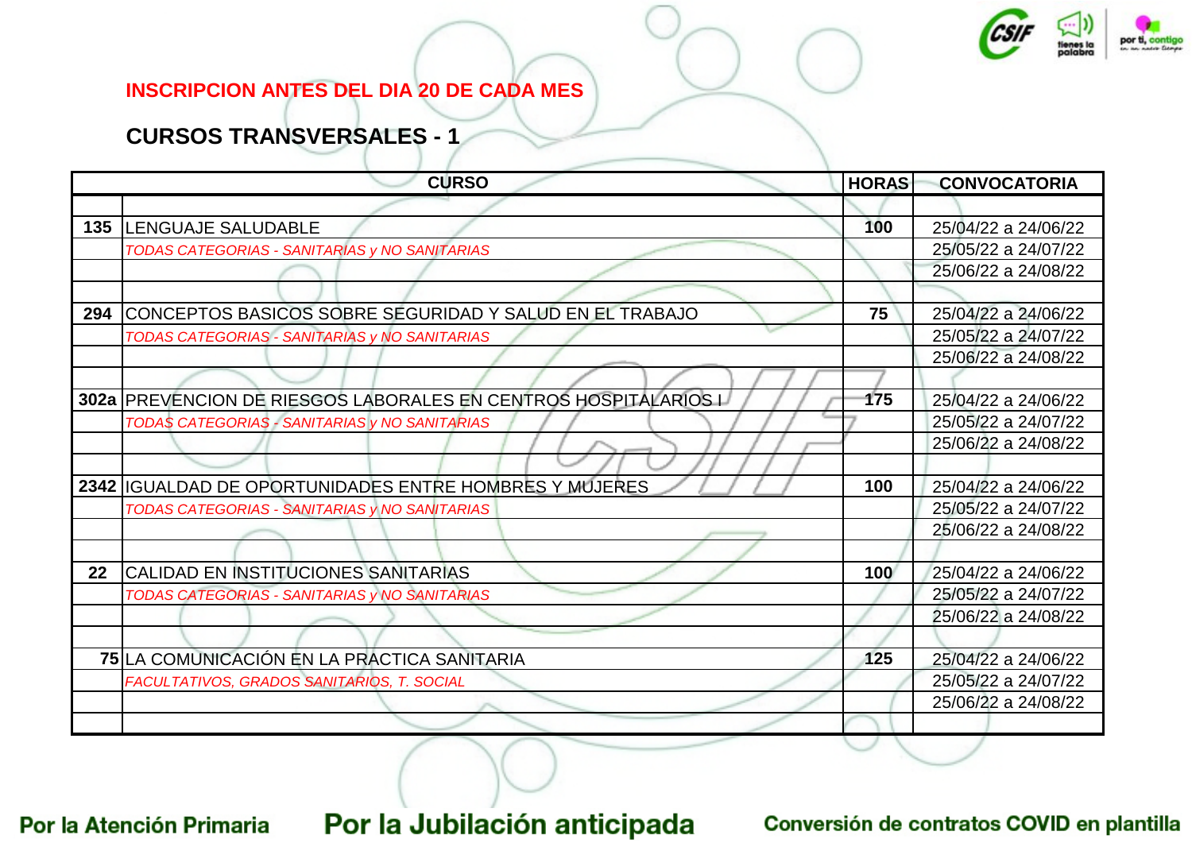**INSCRIPCION ANTES DEL DIA 20 DE CADA MES**

## CURSOS TRANSVERSALES - 1

| | CURSO | HORAS | CONVOCATORIA |
|---|---|---|---|
| | | | |
| **135** | LENGUAJE SALUDABLE | **100** | 25/04/22 a 24/06/22 |
| | *TODAS CATEGORIAS - SANITARIAS y NO SANITARIAS* | | 25/05/22 a 24/07/22 |
| | | | 25/06/22 a 24/08/22 |
| | | | |
| **294** | CONCEPTOS BASICOS SOBRE SEGURIDAD Y SALUD EN EL TRABAJO | **75** | 25/04/22 a 24/06/22 |
| | *TODAS CATEGORIAS - SANITARIAS y NO SANITARIAS* | | 25/05/22 a 24/07/22 |
| | | | 25/06/22 a 24/08/22 |
| | | | |
| **302a** | PREVENCION DE RIESGOS LABORALES EN CENTROS HOSPITALARIOS I | **175** | 25/04/22 a 24/06/22 |
| | *TODAS CATEGORIAS - SANITARIAS y NO SANITARIAS* | | 25/05/22 a 24/07/22 |
| | | | 25/06/22 a 24/08/22 |
| | | | |
| **2342** | IGUALDAD DE OPORTUNIDADES ENTRE HOMBRES Y MUJERES | **100** | 25/04/22 a 24/06/22 |
| | *TODAS CATEGORIAS - SANITARIAS y NO SANITARIAS* | | 25/05/22 a 24/07/22 |
| | | | 25/06/22 a 24/08/22 |
| | | | |
| **22** | CALIDAD EN INSTITUCIONES SANITARIAS | **100** | 25/04/22 a 24/06/22 |
| | *TODAS CATEGORIAS - SANITARIAS y NO SANITARIAS* | | 25/05/22 a 24/07/22 |
| | | | 25/06/22 a 24/08/22 |
| | | | |
| **75** | LA COMUNICACIÓN EN LA PRACTICA SANITARIA | **125** | 25/04/22 a 24/06/22 |
| | *FACULTATIVOS, GRADOS SANITARIOS, T. SOCIAL* | | 25/05/22 a 24/07/22 |
| | | | 25/06/22 a 24/08/22 |
| | | | |

**Por la Atención Primaria** **Por la Jubilación anticipada** **Conversión de contratos COVID en plantilla**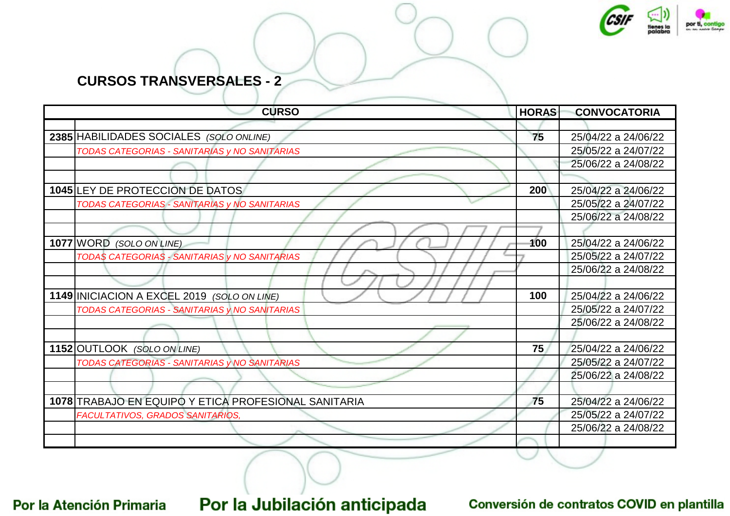## CURSOS TRANSVERSALES - 2

| CURSO | | HORAS | CONVOCATORIA |
|---|---|---|---|
| | | | |
| **2385** | HABILIDADES SOCIALES *(SOLO ONLINE)* | **75** | 25/04/22 a 24/06/22 |
| | *TODAS CATEGORIAS - SANITARIAS y NO SANITARIAS* | | 25/05/22 a 24/07/22 |
| | | | 25/06/22 a 24/08/22 |
| | | | |
| **1045** | LEY DE PROTECCION DE DATOS | **200** | 25/04/22 a 24/06/22 |
| | *TODAS CATEGORIAS - SANITARIAS y NO SANITARIAS* | | 25/05/22 a 24/07/22 |
| | | | 25/06/22 a 24/08/22 |
| | | | |
| **1077** | WORD *(SOLO ON LINE)* | **100** | 25/04/22 a 24/06/22 |
| | *TODAS CATEGORIAS - SANITARIAS y NO SANITARIAS* | | 25/05/22 a 24/07/22 |
| | | | 25/06/22 a 24/08/22 |
| | | | |
| **1149** | INICIACION A EXCEL 2019 *(SOLO ON LINE)* | **100** | 25/04/22 a 24/06/22 |
| | *TODAS CATEGORIAS - SANITARIAS y NO SANITARIAS* | | 25/05/22 a 24/07/22 |
| | | | 25/06/22 a 24/08/22 |
| | | | |
| **1152** | OUTLOOK *(SOLO ON LINE)* | **75** | 25/04/22 a 24/06/22 |
| | *TODAS CATEGORIAS - SANITARIAS y NO SANITARIAS* | | 25/05/22 a 24/07/22 |
| | | | 25/06/22 a 24/08/22 |
| | | | |
| **1078** | TRABAJO EN EQUIPO Y ETICA PROFESIONAL SANITARIA | **75** | 25/04/22 a 24/06/22 |
| | *FACULTATIVOS, GRADOS SANITARIOS,* | | 25/05/22 a 24/07/22 |
| | | | 25/06/22 a 24/08/22 |
| | | | |

Por la Atención Primaria    Por la Jubilación anticipada    Conversión de contratos COVID en plantilla